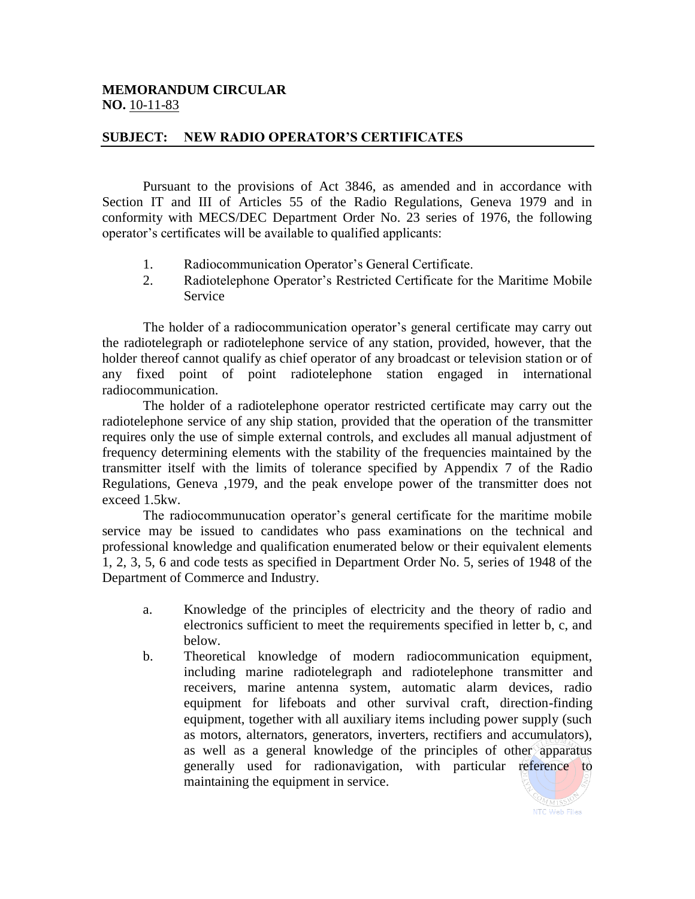**MEMORANDUM CIRCULAR**
**NO.** 10-11-83

**SUBJECT: NEW RADIO OPERATOR'S CERTIFICATES**

Pursuant to the provisions of Act 3846, as amended and in accordance with Section IT and III of Articles 55 of the Radio Regulations, Geneva 1979 and in conformity with MECS/DEC Department Order No. 23 series of 1976, the following operator's certificates will be available to qualified applicants:

1. Radiocommunication Operator's General Certificate.
2. Radiotelephone Operator's Restricted Certificate for the Maritime Mobile Service

The holder of a radiocommunication operator's general certificate may carry out the radiotelegraph or radiotelephone service of any station, provided, however, that the holder thereof cannot qualify as chief operator of any broadcast or television station or of any fixed point of point radiotelephone station engaged in international radiocommunication.

The holder of a radiotelephone operator restricted certificate may carry out the radiotelephone service of any ship station, provided that the operation of the transmitter requires only the use of simple external controls, and excludes all manual adjustment of frequency determining elements with the stability of the frequencies maintained by the transmitter itself with the limits of tolerance specified by Appendix 7 of the Radio Regulations, Geneva ,1979, and the peak envelope power of the transmitter does not exceed 1.5kw.

The radiocommunucation operator's general certificate for the maritime mobile service may be issued to candidates who pass examinations on the technical and professional knowledge and qualification enumerated below or their equivalent elements 1, 2, 3, 5, 6 and code tests as specified in Department Order No. 5, series of 1948 of the Department of Commerce and Industry.

a. Knowledge of the principles of electricity and the theory of radio and electronics sufficient to meet the requirements specified in letter b, c, and below.
b. Theoretical knowledge of modern radiocommunication equipment, including marine radiotelegraph and radiotelephone transmitter and receivers, marine antenna system, automatic alarm devices, radio equipment for lifeboats and other survival craft, direction-finding equipment, together with all auxiliary items including power supply (such as motors, alternators, generators, inverters, rectifiers and accumulators), as well as a general knowledge of the principles of other apparatus generally used for radionavigation, with particular reference to maintaining the equipment in service.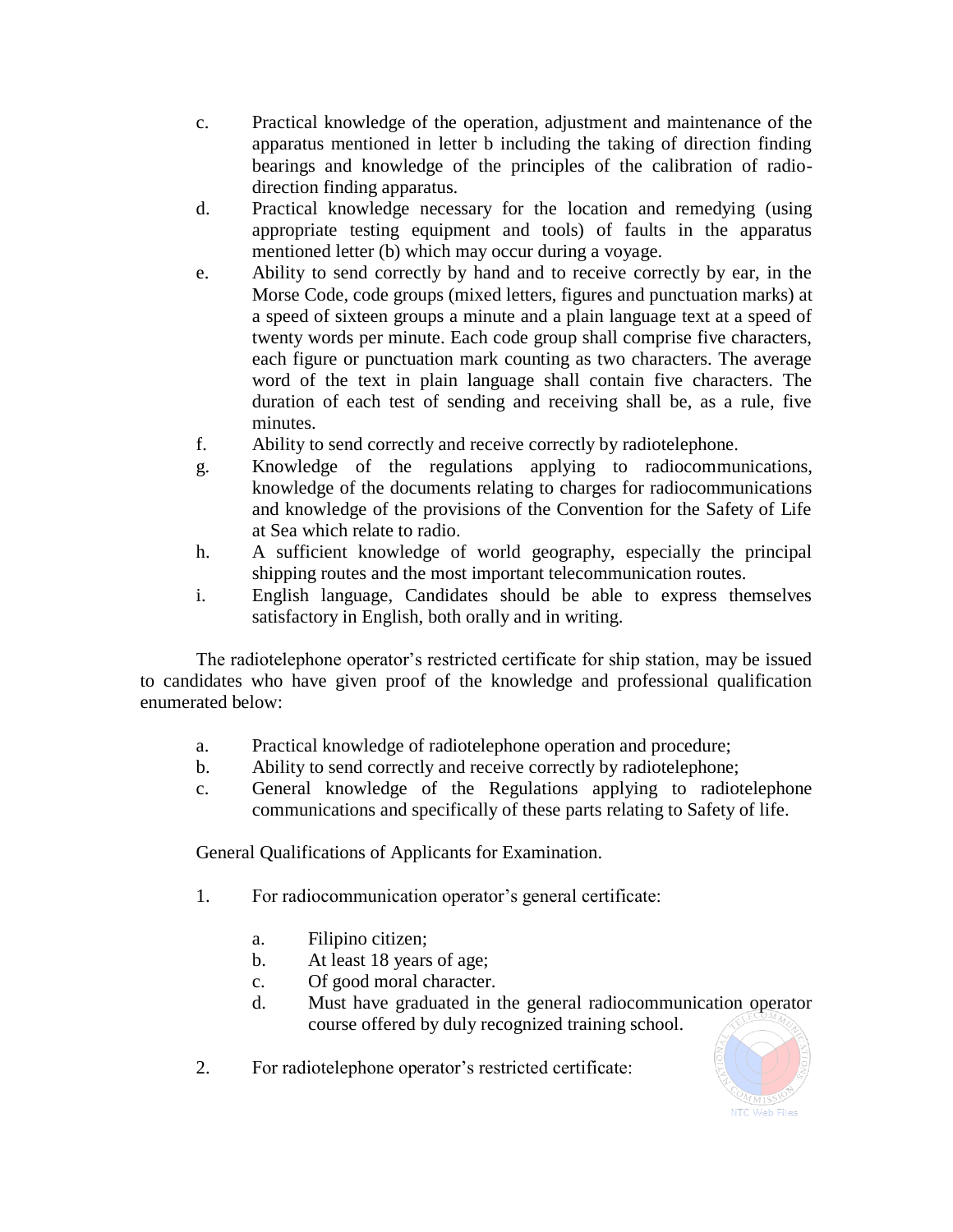c. Practical knowledge of the operation, adjustment and maintenance of the apparatus mentioned in letter b including the taking of direction finding bearings and knowledge of the principles of the calibration of radio-direction finding apparatus.

d. Practical knowledge necessary for the location and remedying (using appropriate testing equipment and tools) of faults in the apparatus mentioned letter (b) which may occur during a voyage.

e. Ability to send correctly by hand and to receive correctly by ear, in the Morse Code, code groups (mixed letters, figures and punctuation marks) at a speed of sixteen groups a minute and a plain language text at a speed of twenty words per minute. Each code group shall comprise five characters, each figure or punctuation mark counting as two characters. The average word of the text in plain language shall contain five characters. The duration of each test of sending and receiving shall be, as a rule, five minutes.

f. Ability to send correctly and receive correctly by radiotelephone.

g. Knowledge of the regulations applying to radiocommunications, knowledge of the documents relating to charges for radiocommunications and knowledge of the provisions of the Convention for the Safety of Life at Sea which relate to radio.

h. A sufficient knowledge of world geography, especially the principal shipping routes and the most important telecommunication routes.

i. English language, Candidates should be able to express themselves satisfactory in English, both orally and in writing.

The radiotelephone operator's restricted certificate for ship station, may be issued to candidates who have given proof of the knowledge and professional qualification enumerated below:

a. Practical knowledge of radiotelephone operation and procedure;

b. Ability to send correctly and receive correctly by radiotelephone;

c. General knowledge of the Regulations applying to radiotelephone communications and specifically of these parts relating to Safety of life.

General Qualifications of Applicants for Examination.

1. For radiocommunication operator's general certificate:

   a. Filipino citizen;
   b. At least 18 years of age;
   c. Of good moral character.
   d. Must have graduated in the general radiocommunication operator course offered by duly recognized training school.

2. For radiotelephone operator's restricted certificate: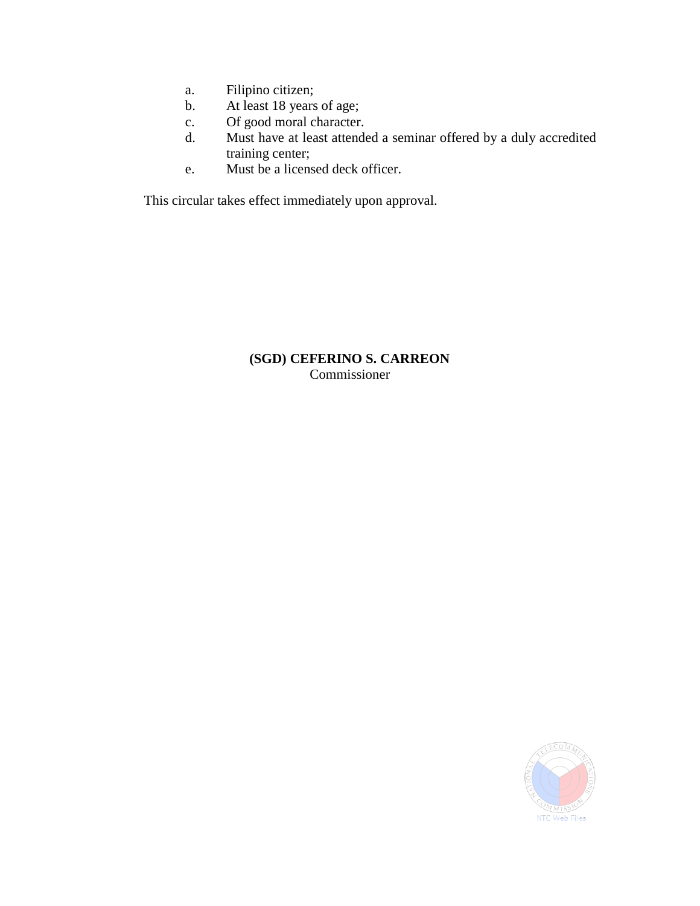a. Filipino citizen;
b. At least 18 years of age;
c. Of good moral character.
d. Must have at least attended a seminar offered by a duly accredited training center;
e. Must be a licensed deck officer.

This circular takes effect immediately upon approval.

**(SGD) CEFERINO S. CARREON**
Commissioner